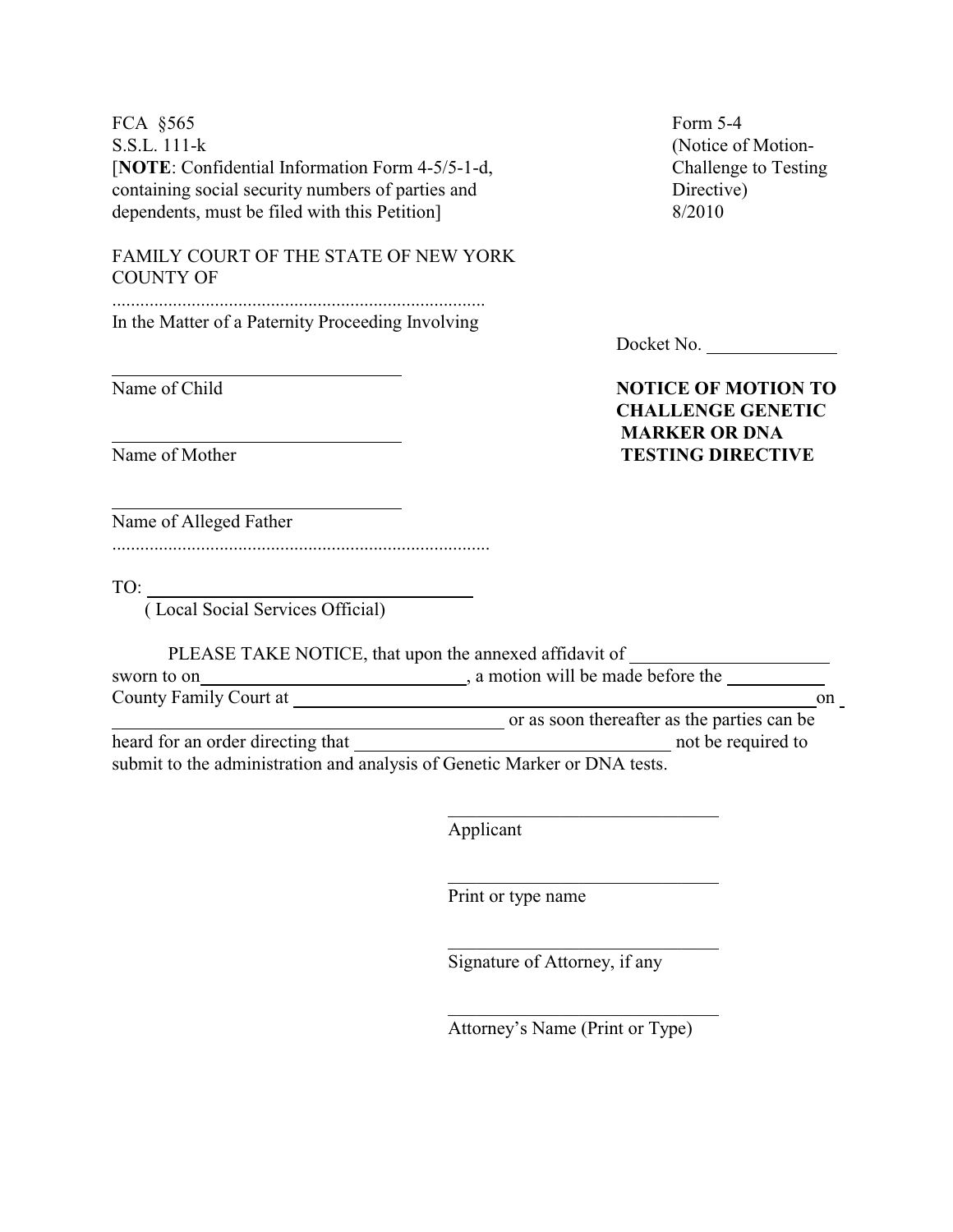FCA §565
S.S.L. 111-k
[**NOTE**: Confidential Information Form 4-5/5-1-d, containing social security numbers of parties and dependents, must be filed with this Petition]

Form 5-4
(Notice of Motion-Challenge to Testing Directive)
8/2010

FAMILY COURT OF THE STATE OF NEW YORK
COUNTY OF

................................................................................

In the Matter of a Paternity Proceeding Involving

Docket No. ______________

______________________________
Name of Child

______________________________
Name of Mother

______________________________
Name of Alleged Father

................................................................................

**NOTICE OF MOTION TO CHALLENGE GENETIC MARKER OR DNA TESTING DIRECTIVE**

TO: ________________________________
( Local Social Services Official)

PLEASE TAKE NOTICE, that upon the annexed affidavit of ____________________ sworn to on____________________________, a motion will be made before the __________ County Family Court at ____________________________________________________ on ____________________________________ or as soon thereafter as the parties can be heard for an order directing that ________________________________ not be required to submit to the administration and analysis of Genetic Marker or DNA tests.

______________________________
Applicant

______________________________
Print or type name

______________________________
Signature of Attorney, if any

______________________________
Attorney's Name (Print or Type)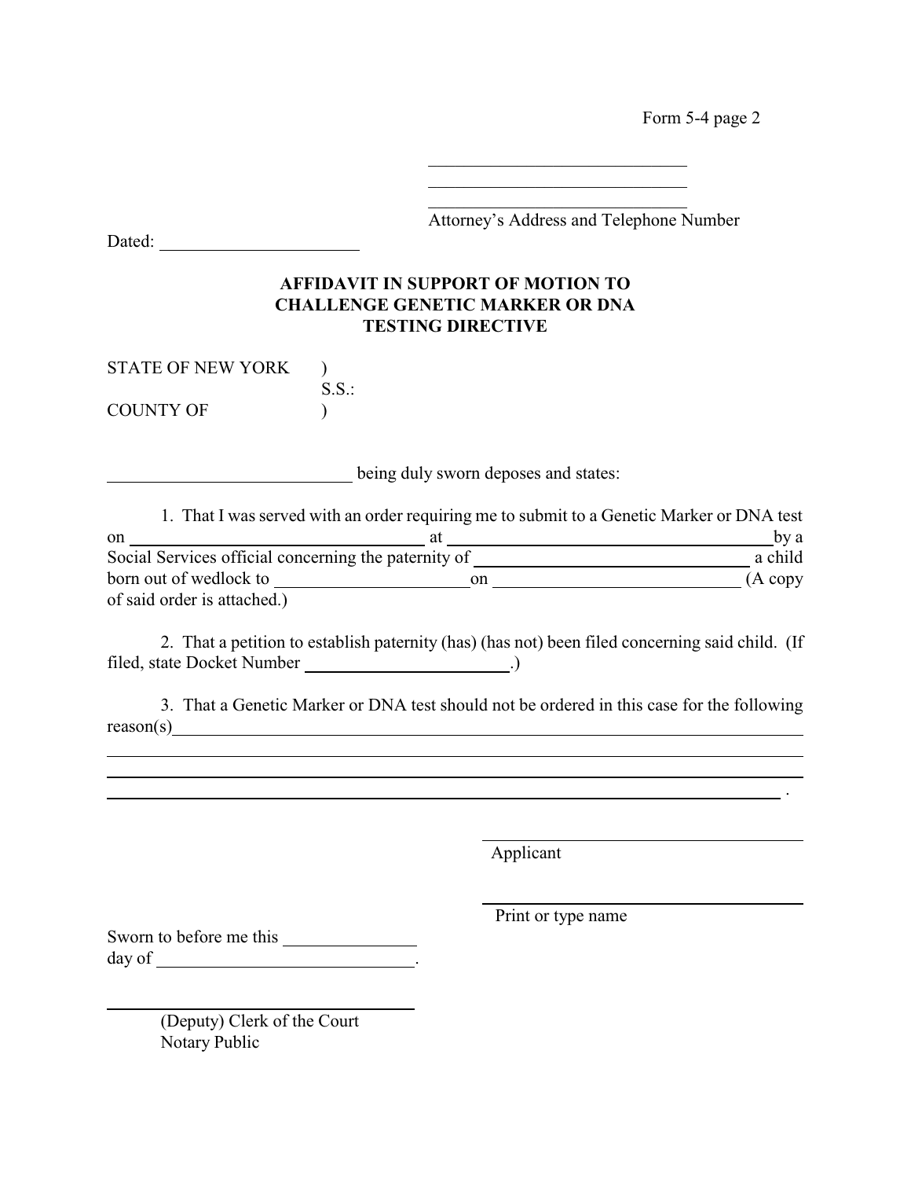Form 5-4 page 2

\_\_\_\_\_\_\_\_\_\_\_\_\_\_\_\_\_\_\_\_\_\_\_\_\_\_\_\_\_\_

\_\_\_\_\_\_\_\_\_\_\_\_\_\_\_\_\_\_\_\_\_\_\_\_\_\_\_\_\_\_

\_\_\_\_\_\_\_\_\_\_\_\_\_\_\_\_\_\_\_\_\_\_\_\_\_\_\_\_\_\_

Attorney's Address and Telephone Number

Dated: \_\_\_\_\_\_\_\_\_\_\_\_\_\_\_\_\_\_\_\_\_\_

## AFFIDAVIT IN SUPPORT OF MOTION TO CHALLENGE GENETIC MARKER OR DNA TESTING DIRECTIVE

STATE OF NEW YORK )
S.S.:
COUNTY OF )

\_\_\_\_\_\_\_\_\_\_\_\_\_\_\_\_\_\_\_\_\_\_\_\_\_\_\_ being duly sworn deposes and states:

1. That I was served with an order requiring me to submit to a Genetic Marker or DNA test on \_\_\_\_\_\_\_\_\_\_\_\_\_\_\_\_\_\_\_\_\_\_\_\_\_\_\_\_\_\_\_\_\_\_\_ at \_\_\_\_\_\_\_\_\_\_\_\_\_\_\_\_\_\_\_\_\_\_\_\_\_\_\_\_\_\_\_\_\_\_\_\_\_\_ by a Social Services official concerning the paternity of \_\_\_\_\_\_\_\_\_\_\_\_\_\_\_\_\_\_\_\_\_\_\_\_\_\_\_\_\_\_\_\_\_\_ a child born out of wedlock to \_\_\_\_\_\_\_\_\_\_\_\_\_\_\_\_\_\_\_\_\_\_on \_\_\_\_\_\_\_\_\_\_\_\_\_\_\_\_\_\_\_\_\_\_\_\_\_\_\_\_\_ (A copy of said order is attached.)

2. That a petition to establish paternity (has) (has not) been filed concerning said child. (If filed, state Docket Number \_\_\_\_\_\_\_\_\_\_\_\_\_\_\_\_\_\_\_\_\_\_\_\_.)

3. That a Genetic Marker or DNA test should not be ordered in this case for the following reason(s)\_\_\_\_\_\_\_\_\_\_\_\_\_\_\_\_\_\_\_\_\_\_\_\_\_\_\_\_\_\_\_\_\_\_\_\_\_\_\_\_\_\_\_\_\_\_\_\_\_\_\_\_\_\_\_\_\_\_\_\_\_\_\_\_\_\_\_\_\_\_\_\_\_\_\_\_\_

\_\_\_\_\_\_\_\_\_\_\_\_\_\_\_\_\_\_\_\_\_\_\_\_\_\_\_\_\_\_\_\_\_\_\_\_\_\_\_\_\_\_\_\_\_\_\_\_\_\_\_\_\_\_\_\_\_\_\_\_\_\_\_\_\_\_\_\_\_\_\_\_\_\_\_\_\_\_\_\_\_\_\_\_\_\_

\_\_\_\_\_\_\_\_\_\_\_\_\_\_\_\_\_\_\_\_\_\_\_\_\_\_\_\_\_\_\_\_\_\_\_\_\_\_\_\_\_\_\_\_\_\_\_\_\_\_\_\_\_\_\_\_\_\_\_\_\_\_\_\_\_\_\_\_\_\_\_\_\_\_\_\_\_\_\_\_\_\_\_\_\_\_

\_\_\_\_\_\_\_\_\_\_\_\_\_\_\_\_\_\_\_\_\_\_\_\_\_\_\_\_\_\_\_\_\_\_\_\_\_\_\_\_\_\_\_\_\_\_\_\_\_\_\_\_\_\_\_\_\_\_\_\_\_\_\_\_\_\_\_\_\_\_\_\_\_\_\_\_\_\_\_\_\_\_\_\_ .

\_\_\_\_\_\_\_\_\_\_\_\_\_\_\_\_\_\_\_\_\_\_\_\_\_\_\_\_\_\_\_\_\_\_\_\_\_\_
Applicant

\_\_\_\_\_\_\_\_\_\_\_\_\_\_\_\_\_\_\_\_\_\_\_\_\_\_\_\_\_\_\_\_\_\_\_\_\_\_
Print or type name

Sworn to before me this \_\_\_\_\_\_\_\_\_\_\_\_\_\_\_
day of \_\_\_\_\_\_\_\_\_\_\_\_\_\_\_\_\_\_\_\_\_\_\_\_\_\_\_\_\_\_.

\_\_\_\_\_\_\_\_\_\_\_\_\_\_\_\_\_\_\_\_\_\_\_\_\_\_\_\_\_\_\_\_\_\_\_\_\_\_
(Deputy) Clerk of the Court
Notary Public